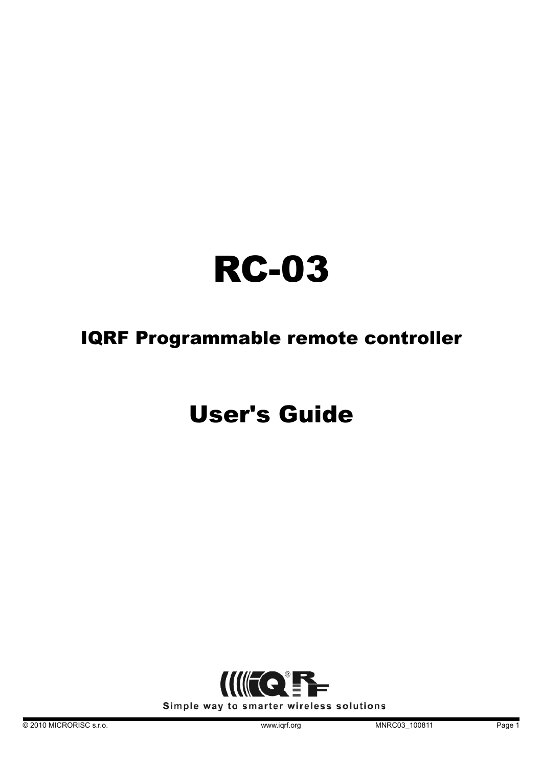# RC-03

## IQRF Programmable remote controller

# User's Guide

Simple way to smarter wireless solutions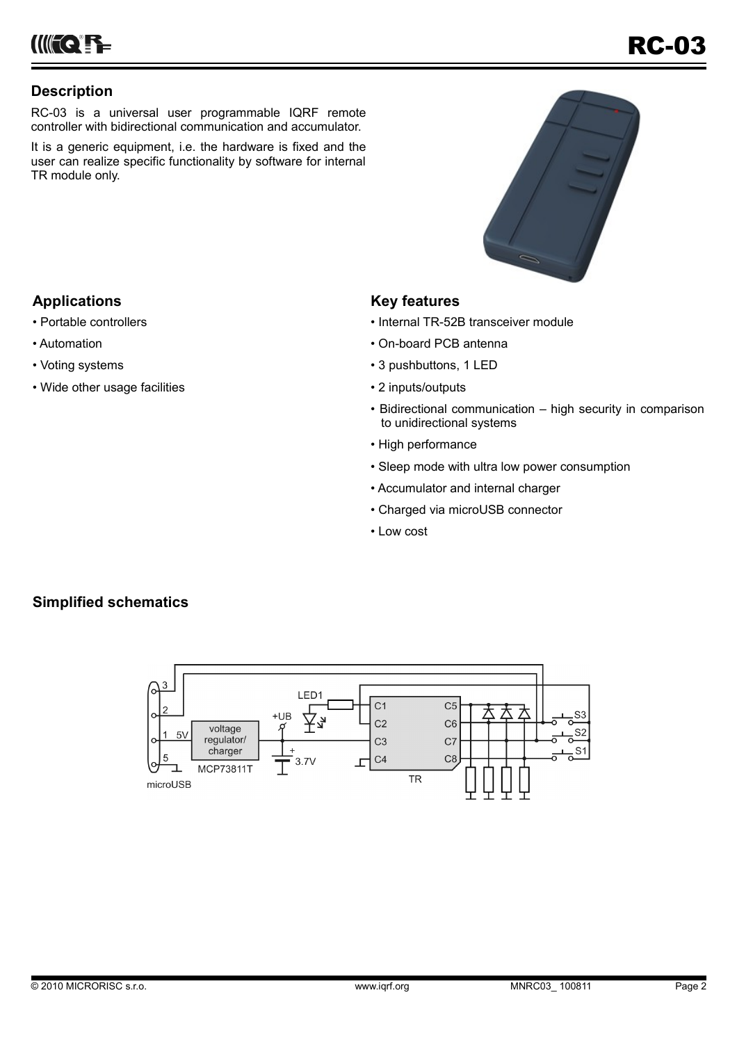## Description

RC-03 is a universal user programmable IQRF remote controller with bidirectional communication and accumulator.

It is a generic equipment, i.e. the hardware is fixed and the user can realize specific functionality by software for internal TR module only.

## Applications

- Portable controllers
- Automation
- Voting systems
- Wide other usage facilities

## Key features

- Internal TR-52B transceiver module
- On-board PCB antenna
- 3 pushbuttons, 1 LED
- 2 inputs/outputs
- Bidirectional communication – high security in comparison to unidirectional systems
- High performance
- Sleep mode with ultra low power consumption
- Accumulator and internal charger
- Charged via microUSB connector
- Low cost

## Simplified schematics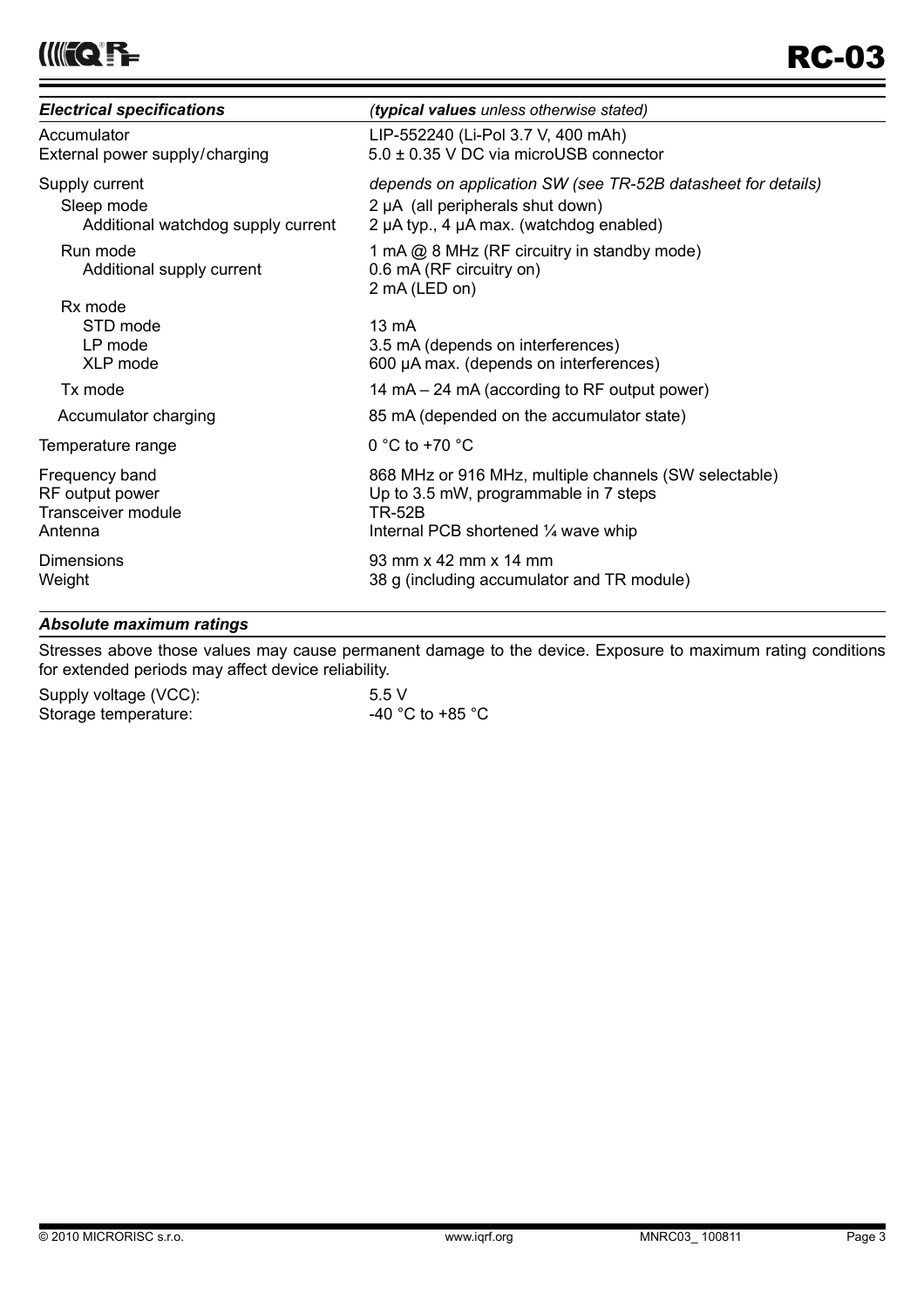| *Electrical specifications* | *(**typical values** unless otherwise stated)* |
|---|---|
| Accumulator | LIP-552240 (Li-Pol 3.7 V, 400 mAh) |
| External power supply/charging | 5.0 ± 0.35 V DC via microUSB connector |
| Supply current | *depends on application SW (see TR-52B datasheet for details)* |
| Sleep mode | 2 µA (all peripherals shut down) |
| Additional watchdog supply current | 2 µA typ., 4 µA max. (watchdog enabled) |
| Run mode | 1 mA @ 8 MHz (RF circuitry in standby mode) |
| Additional supply current | 0.6 mA (RF circuitry on) |
| | 2 mA (LED on) |
| Rx mode | |
| STD mode | 13 mA |
| LP mode | 3.5 mA (depends on interferences) |
| XLP mode | 600 µA max. (depends on interferences) |
| Tx mode | 14 mA – 24 mA (according to RF output power) |
| Accumulator charging | 85 mA (depended on the accumulator state) |
| Temperature range | 0 °C to +70 °C |
| Frequency band | 868 MHz or 916 MHz, multiple channels (SW selectable) |
| RF output power | Up to 3.5 mW, programmable in 7 steps |
| Transceiver module | TR-52B |
| Antenna | Internal PCB shortened ¼ wave whip |
| Dimensions | 93 mm x 42 mm x 14 mm |
| Weight | 38 g (including accumulator and TR module) |

***Absolute maximum ratings***

Stresses above those values may cause permanent damage to the device. Exposure to maximum rating conditions for extended periods may affect device reliability.

| | |
|---|---|
| Supply voltage (VCC): | 5.5 V |
| Storage temperature: | -40 °C to +85 °C |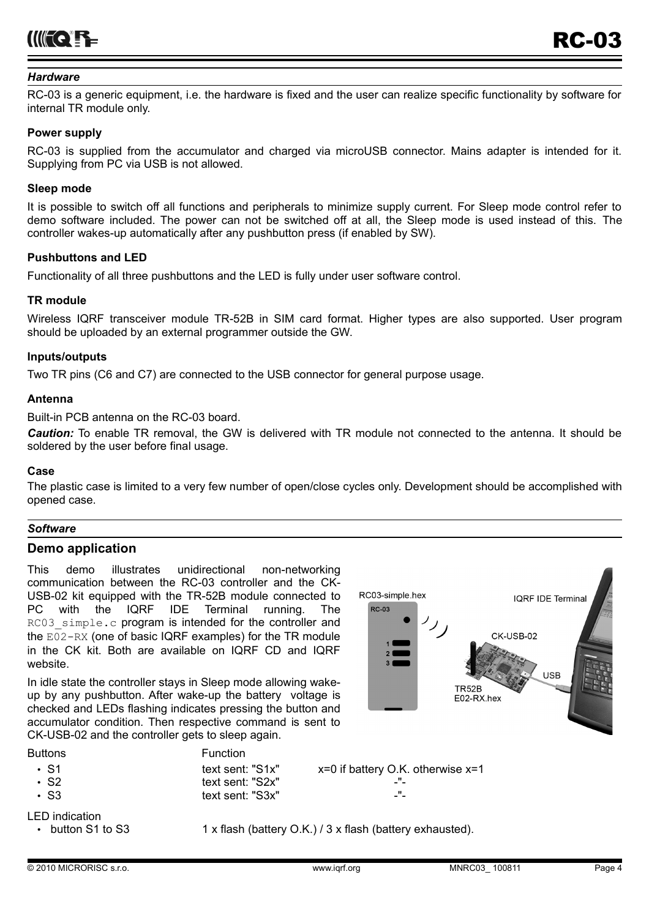## *Hardware*

RC-03 is a generic equipment, i.e. the hardware is fixed and the user can realize specific functionality by software for internal TR module only.

**Power supply**

RC-03 is supplied from the accumulator and charged via microUSB connector. Mains adapter is intended for it. Supplying from PC via USB is not allowed.

**Sleep mode**

It is possible to switch off all functions and peripherals to minimize supply current. For Sleep mode control refer to demo software included. The power can not be switched off at all, the Sleep mode is used instead of this. The controller wakes-up automatically after any pushbutton press (if enabled by SW).

**Pushbuttons and LED**

Functionality of all three pushbuttons and the LED is fully under user software control.

**TR module**

Wireless IQRF transceiver module TR-52B in SIM card format. Higher types are also supported. User program should be uploaded by an external programmer outside the GW.

**Inputs/outputs**

Two TR pins (C6 and C7) are connected to the USB connector for general purpose usage.

**Antenna**

Built-in PCB antenna on the RC-03 board.

***Caution:*** To enable TR removal, the GW is delivered with TR module not connected to the antenna. It should be soldered by the user before final usage.

**Case**

The plastic case is limited to a very few number of open/close cycles only. Development should be accomplished with opened case.

## *Software*

### Demo application

This demo illustrates unidirectional non-networking communication between the RC-03 controller and the CK-USB-02 kit equipped with the TR-52B module connected to PC with the IQRF IDE Terminal running. The `RC03_simple.c` program is intended for the controller and the `E02-RX` (one of basic IQRF examples) for the TR module in the CK kit. Both are available on IQRF CD and IQRF website.

In idle state the controller stays in Sleep mode allowing wake-up by any pushbutton. After wake-up the battery voltage is checked and LEDs flashing indicates pressing the button and accumulator condition. Then respective command is sent to CK-USB-02 and the controller gets to sleep again.

| Buttons | Function | |
|---|---|---|
| • S1 | text sent: "S1x" | x=0 if battery O.K. otherwise x=1 |
| • S2 | text sent: "S2x" | -"- |
| • S3 | text sent: "S3x" | -"- |

LED indication

- button S1 to S3 — 1 x flash (battery O.K.) / 3 x flash (battery exhausted).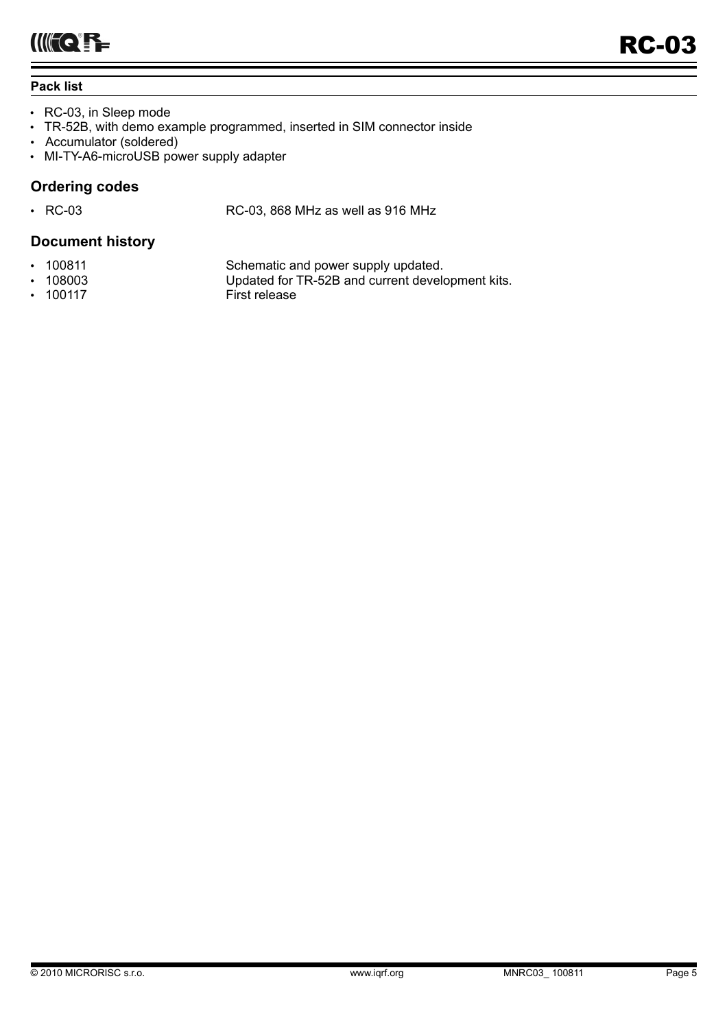**Pack list**

- RC-03, in Sleep mode
- TR-52B, with demo example programmed, inserted in SIM connector inside
- Accumulator (soldered)
- MI-TY-A6-microUSB power supply adapter

## Ordering codes

- RC-03 RC-03, 868 MHz as well as 916 MHz

## Document history

- 100811 Schematic and power supply updated.
- 108003 Updated for TR-52B and current development kits.
- 100117 First release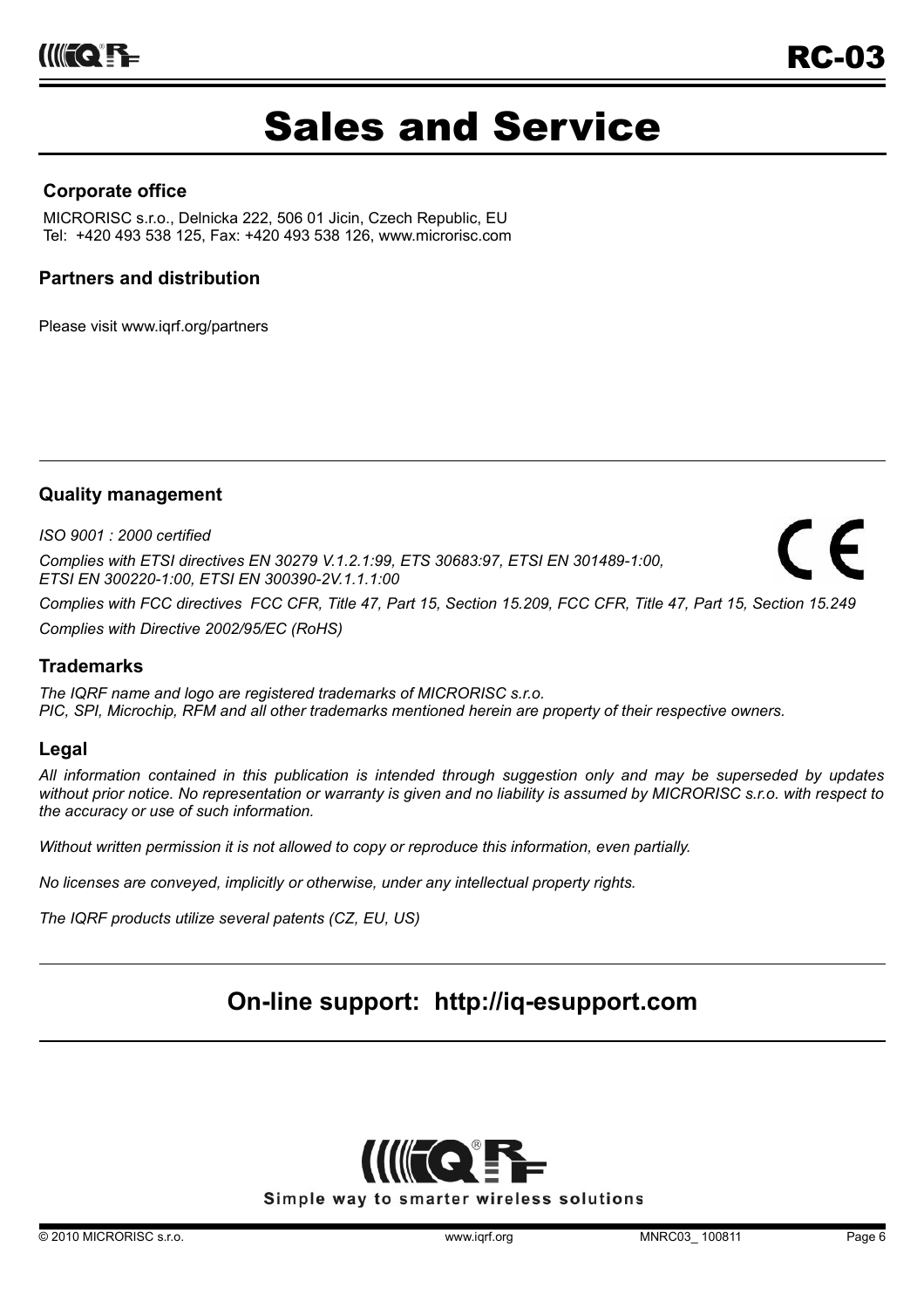# Sales and Service

### Corporate office

MICRORISC s.r.o., Delnicka 222, 506 01 Jicin, Czech Republic, EU
Tel: +420 493 538 125, Fax: +420 493 538 126, www.microrisc.com

### Partners and distribution

Please visit www.iqrf.org/partners

---

### Quality management

*ISO 9001 : 2000 certified*

*Complies with ETSI directives EN 30279 V.1.2.1:99, ETS 30683:97, ETSI EN 301489-1:00, ETSI EN 300220-1:00, ETSI EN 300390-2V.1.1.1:00*

*Complies with FCC directives FCC CFR, Title 47, Part 15, Section 15.209, FCC CFR, Title 47, Part 15, Section 15.249*

*Complies with Directive 2002/95/EC (RoHS)*

### Trademarks

*The IQRF name and logo are registered trademarks of MICRORISC s.r.o.*
*PIC, SPI, Microchip, RFM and all other trademarks mentioned herein are property of their respective owners.*

### Legal

*All information contained in this publication is intended through suggestion only and may be superseded by updates without prior notice. No representation or warranty is given and no liability is assumed by MICRORISC s.r.o. with respect to the accuracy or use of such information.*

*Without written permission it is not allowed to copy or reproduce this information, even partially.*

*No licenses are conveyed, implicitly or otherwise, under any intellectual property rights.*

*The IQRF products utilize several patents (CZ, EU, US)*

---

## On-line support: http://iq-esupport.com

---

Simple way to smarter wireless solutions